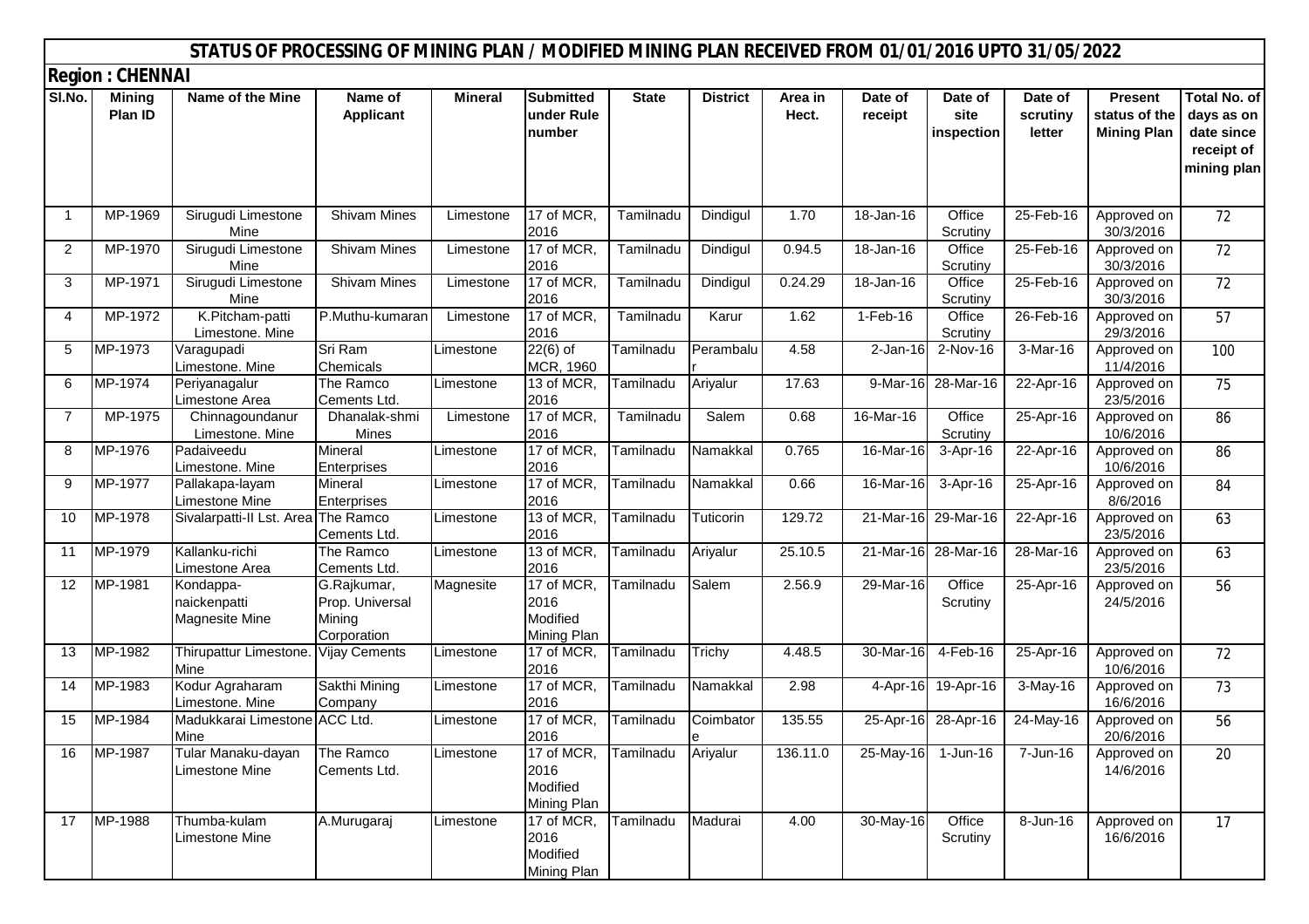# STATUS OF PROCESSING OF MINING PLAN / MODIFIED MINING PLAN RECEIVED FROM 01/01/2016 UPTO 31/05/2022

## Region : CHENNAI

| Sl.No. | Mining Plan ID | Name of the Mine | Name of Applicant | Mineral | Submitted under Rule number | State | District | Area in Hect. | Date of receipt | Date of site inspection | Date of scrutiny letter | Present status of the Mining Plan | Total No. of days as on date since receipt of mining plan |
|---|---|---|---|---|---|---|---|---|---|---|---|---|---|
| 1 | MP-1969 | Sirugudi Limestone Mine | Shivam Mines | Limestone | 17 of MCR, 2016 | Tamilnadu | Dindigul | 1.70 | 18-Jan-16 | Office Scrutiny | 25-Feb-16 | Approved on 30/3/2016 | 72 |
| 2 | MP-1970 | Sirugudi Limestone Mine | Shivam Mines | Limestone | 17 of MCR, 2016 | Tamilnadu | Dindigul | 0.94.5 | 18-Jan-16 | Office Scrutiny | 25-Feb-16 | Approved on 30/3/2016 | 72 |
| 3 | MP-1971 | Sirugudi Limestone Mine | Shivam Mines | Limestone | 17 of MCR, 2016 | Tamilnadu | Dindigul | 0.24.29 | 18-Jan-16 | Office Scrutiny | 25-Feb-16 | Approved on 30/3/2016 | 72 |
| 4 | MP-1972 | K.Pitcham-patti Limestone. Mine | P.Muthu-kumaran | Limestone | 17 of MCR, 2016 | Tamilnadu | Karur | 1.62 | 1-Feb-16 | Office Scrutiny | 26-Feb-16 | Approved on 29/3/2016 | 57 |
| 5 | MP-1973 | Varagupadi Limestone. Mine | Sri Ram Chemicals | Limestone | 22(6) of MCR, 1960 | Tamilnadu | Perambalur | 4.58 | 2-Jan-16 | 2-Nov-16 | 3-Mar-16 | Approved on 11/4/2016 | 100 |
| 6 | MP-1974 | Periyanagalur Limestone Area | The Ramco Cements Ltd. | Limestone | 13 of MCR, 2016 | Tamilnadu | Ariyalur | 17.63 | 9-Mar-16 | 28-Mar-16 | 22-Apr-16 | Approved on 23/5/2016 | 75 |
| 7 | MP-1975 | Chinnagoundanur Limestone. Mine | Dhanalak-shmi Mines | Limestone | 17 of MCR, 2016 | Tamilnadu | Salem | 0.68 | 16-Mar-16 | Office Scrutiny | 25-Apr-16 | Approved on 10/6/2016 | 86 |
| 8 | MP-1976 | Padaiveedu Limestone. Mine | Mineral Enterprises | Limestone | 17 of MCR, 2016 | Tamilnadu | Namakkal | 0.765 | 16-Mar-16 | 3-Apr-16 | 22-Apr-16 | Approved on 10/6/2016 | 86 |
| 9 | MP-1977 | Pallakapa-layam Limestone Mine | Mineral Enterprises | Limestone | 17 of MCR, 2016 | Tamilnadu | Namakkal | 0.66 | 16-Mar-16 | 3-Apr-16 | 25-Apr-16 | Approved on 8/6/2016 | 84 |
| 10 | MP-1978 | Sivalarpatti-II Lst. Area | The Ramco Cements Ltd. | Limestone | 13 of MCR, 2016 | Tamilnadu | Tuticorin | 129.72 | 21-Mar-16 | 29-Mar-16 | 22-Apr-16 | Approved on 23/5/2016 | 63 |
| 11 | MP-1979 | Kallanku-richi Limestone Area | The Ramco Cements Ltd. | Limestone | 13 of MCR, 2016 | Tamilnadu | Ariyalur | 25.10.5 | 21-Mar-16 | 28-Mar-16 | 28-Mar-16 | Approved on 23/5/2016 | 63 |
| 12 | MP-1981 | Kondappa-naickenpatti Magnesite Mine | G.Rajkumar, Prop. Universal Mining Corporation | Magnesite | 17 of MCR, 2016 Modified Mining Plan | Tamilnadu | Salem | 2.56.9 | 29-Mar-16 | Office Scrutiny | 25-Apr-16 | Approved on 24/5/2016 | 56 |
| 13 | MP-1982 | Thirupattur Limestone. Mine | Vijay Cements | Limestone | 17 of MCR, 2016 | Tamilnadu | Trichy | 4.48.5 | 30-Mar-16 | 4-Feb-16 | 25-Apr-16 | Approved on 10/6/2016 | 72 |
| 14 | MP-1983 | Kodur Agraharam Limestone. Mine | Sakthi Mining Company | Limestone | 17 of MCR, 2016 | Tamilnadu | Namakkal | 2.98 | 4-Apr-16 | 19-Apr-16 | 3-May-16 | Approved on 16/6/2016 | 73 |
| 15 | MP-1984 | Madukkarai Limestone Mine | ACC Ltd. | Limestone | 17 of MCR, 2016 | Tamilnadu | Coimbatore | 135.55 | 25-Apr-16 | 28-Apr-16 | 24-May-16 | Approved on 20/6/2016 | 56 |
| 16 | MP-1987 | Tular Manaku-dayan Limestone Mine | The Ramco Cements Ltd. | Limestone | 17 of MCR, 2016 Modified Mining Plan | Tamilnadu | Ariyalur | 136.11.0 | 25-May-16 | 1-Jun-16 | 7-Jun-16 | Approved on 14/6/2016 | 20 |
| 17 | MP-1988 | Thumba-kulam Limestone Mine | A.Murugaraj | Limestone | 17 of MCR, 2016 Modified Mining Plan | Tamilnadu | Madurai | 4.00 | 30-May-16 | Office Scrutiny | 8-Jun-16 | Approved on 16/6/2016 | 17 |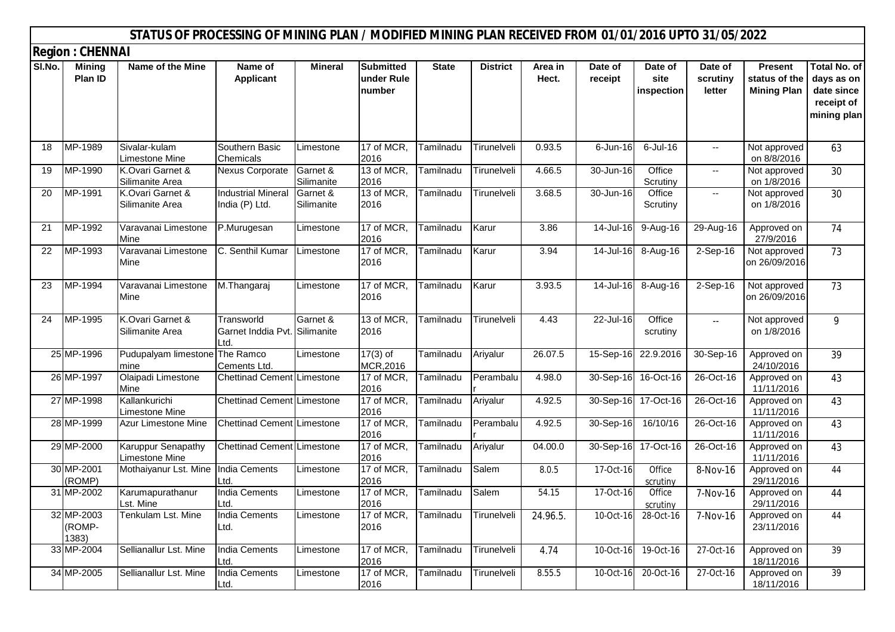## STATUS OF PROCESSING OF MINING PLAN / MODIFIED MINING PLAN RECEIVED FROM 01/01/2016 UPTO 31/05/2022

### Region : CHENNAI

| Sl.No. | Mining Plan ID | Name of the Mine | Name of Applicant | Mineral | Submitted under Rule number | State | District | Area in Hect. | Date of receipt | Date of site inspection | Date of scrutiny letter | Present status of the Mining Plan | Total No. of days as on date since receipt of mining plan |
|---|---|---|---|---|---|---|---|---|---|---|---|---|---|
| 18 | MP-1989 | Sivalar-kulam Limestone Mine | Southern Basic Chemicals | Limestone | 17 of MCR, 2016 | Tamilnadu | Tirunelveli | 0.93.5 | 6-Jun-16 | 6-Jul-16 | -- | Not approved on 8/8/2016 | 63 |
| 19 | MP-1990 | K.Ovari Garnet & Silimanite Area | Nexus Corporate | Garnet & Silimanite | 13 of MCR, 2016 | Tamilnadu | Tirunelveli | 4.66.5 | 30-Jun-16 | Office Scrutiny | -- | Not approved on 1/8/2016 | 30 |
| 20 | MP-1991 | K.Ovari Garnet & Silimanite Area | Industrial Mineral India (P) Ltd. | Garnet & Silimanite | 13 of MCR, 2016 | Tamilnadu | Tirunelveli | 3.68.5 | 30-Jun-16 | Office Scrutiny | -- | Not approved on 1/8/2016 | 30 |
| 21 | MP-1992 | Varavanai Limestone Mine | P.Murugesan | Limestone | 17 of MCR, 2016 | Tamilnadu | Karur | 3.86 | 14-Jul-16 | 9-Aug-16 | 29-Aug-16 | Approved on 27/9/2016 | 74 |
| 22 | MP-1993 | Varavanai Limestone Mine | C. Senthil Kumar | Limestone | 17 of MCR, 2016 | Tamilnadu | Karur | 3.94 | 14-Jul-16 | 8-Aug-16 | 2-Sep-16 | Not approved on 26/09/2016 | 73 |
| 23 | MP-1994 | Varavanai Limestone Mine | M.Thangaraj | Limestone | 17 of MCR, 2016 | Tamilnadu | Karur | 3.93.5 | 14-Jul-16 | 8-Aug-16 | 2-Sep-16 | Not approved on 26/09/2016 | 73 |
| 24 | MP-1995 | K.Ovari Garnet & Silimanite Area | Transworld Garnet Inddia Pvt. Ltd. | Garnet & Silimanite | 13 of MCR, 2016 | Tamilnadu | Tirunelveli | 4.43 | 22-Jul-16 | Office scrutiny | -- | Not approved on 1/8/2016 | 9 |
| 25 | MP-1996 | Pudupalyam limestone mine | The Ramco Cements Ltd. | Limestone | 17(3) of MCR,2016 | Tamilnadu | Ariyalur | 26.07.5 | 15-Sep-16 | 22.9.2016 | 30-Sep-16 | Approved on 24/10/2016 | 39 |
| 26 | MP-1997 | Olaipadi Limestone Mine | Chettinad Cement | Limestone | 17 of MCR, 2016 | Tamilnadu | Perambalur | 4.98.0 | 30-Sep-16 | 16-Oct-16 | 26-Oct-16 | Approved on 11/11/2016 | 43 |
| 27 | MP-1998 | Kallankurichi Limestone Mine | Chettinad Cement | Limestone | 17 of MCR, 2016 | Tamilnadu | Ariyalur | 4.92.5 | 30-Sep-16 | 17-Oct-16 | 26-Oct-16 | Approved on 11/11/2016 | 43 |
| 28 | MP-1999 | Azur Limestone Mine | Chettinad Cement | Limestone | 17 of MCR, 2016 | Tamilnadu | Perambalur | 4.92.5 | 30-Sep-16 | 16/10/16 | 26-Oct-16 | Approved on 11/11/2016 | 43 |
| 29 | MP-2000 | Karuppur Senapathy Limestone Mine | Chettinad Cement | Limestone | 17 of MCR, 2016 | Tamilnadu | Ariyalur | 04.00.0 | 30-Sep-16 | 17-Oct-16 | 26-Oct-16 | Approved on 11/11/2016 | 43 |
| 30 | MP-2001 (ROMP) | Mothaiyanur Lst. Mine | India Cements Ltd. | Limestone | 17 of MCR, 2016 | Tamilnadu | Salem | 8.0.5 | 17-Oct-16 | Office scrutiny | 8-Nov-16 | Approved on 29/11/2016 | 44 |
| 31 | MP-2002 | Karumapurathanur Lst. Mine | India Cements Ltd. | Limestone | 17 of MCR, 2016 | Tamilnadu | Salem | 54.15 | 17-Oct-16 | Office scrutiny | 7-Nov-16 | Approved on 29/11/2016 | 44 |
| 32 | MP-2003 (ROMP-1383) | Tenkulam Lst. Mine | India Cements Ltd. | Limestone | 17 of MCR, 2016 | Tamilnadu | Tirunelveli | 24.96.5. | 10-Oct-16 | 28-Oct-16 | 7-Nov-16 | Approved on 23/11/2016 | 44 |
| 33 | MP-2004 | Sellianallur Lst. Mine | India Cements Ltd. | Limestone | 17 of MCR, 2016 | Tamilnadu | Tirunelveli | 4.74 | 10-Oct-16 | 19-Oct-16 | 27-Oct-16 | Approved on 18/11/2016 | 39 |
| 34 | MP-2005 | Sellianallur Lst. Mine | India Cements Ltd. | Limestone | 17 of MCR, 2016 | Tamilnadu | Tirunelveli | 8.55.5 | 10-Oct-16 | 20-Oct-16 | 27-Oct-16 | Approved on 18/11/2016 | 39 |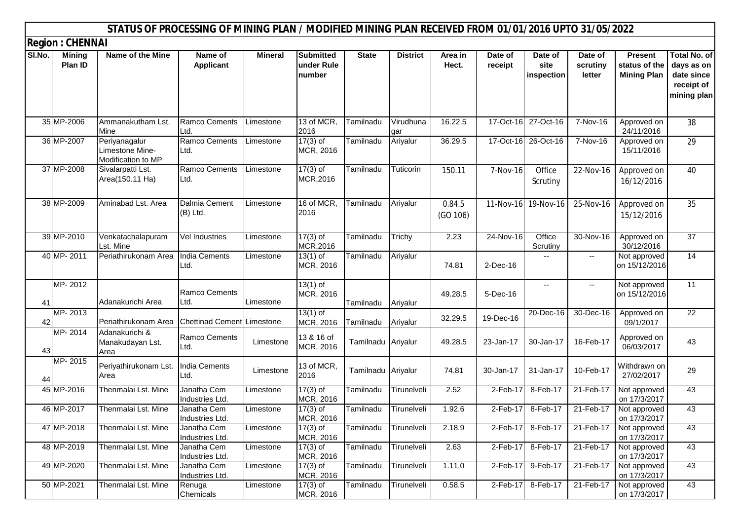## STATUS OF PROCESSING OF MINING PLAN / MODIFIED MINING PLAN RECEIVED FROM 01/01/2016 UPTO 31/05/2022

### Region : CHENNAI

| Sl.No. | Mining Plan ID | Name of the Mine | Name of Applicant | Mineral | Submitted under Rule number | State | District | Area in Hect. | Date of receipt | Date of site inspection | Date of scrutiny letter | Present status of the Mining Plan | Total No. of days as on date since receipt of mining plan |
|---|---|---|---|---|---|---|---|---|---|---|---|---|---|
| 35 | MP-2006 | Ammanakutham Lst. Mine | Ramco Cements Ltd. | Limestone | 13 of MCR, 2016 | Tamilnadu | Virudhunagar | 16.22.5 | 17-Oct-16 | 27-Oct-16 | 7-Nov-16 | Approved on 24/11/2016 | 38 |
| 36 | MP-2007 | Periyanagalur Limestone Mine-Modification to MP | Ramco Cements Ltd. | Limestone | 17(3) of MCR, 2016 | Tamilnadu | Ariyalur | 36.29.5 | 17-Oct-16 | 26-Oct-16 | 7-Nov-16 | Approved on 15/11/2016 | 29 |
| 37 | MP-2008 | Sivalarpatti Lst. Area(150.11 Ha) | Ramco Cements Ltd. | Limestone | 17(3) of MCR,2016 | Tamilnadu | Tuticorin | 150.11 | 7-Nov-16 | Office Scrutiny | 22-Nov-16 | Approved on 16/12/2016 | 40 |
| 38 | MP-2009 | Aminabad Lst. Area | Dalmia Cement (B) Ltd. | Limestone | 16 of MCR, 2016 | Tamilnadu | Ariyalur | 0.84.5 (GO 106) | 11-Nov-16 | 19-Nov-16 | 25-Nov-16 | Approved on 15/12/2016 | 35 |
| 39 | MP-2010 | Venkatachalapuram Lst. Mine | Vel Industries | Limestone | 17(3) of MCR,2016 | Tamilnadu | Trichy | 2.23 | 24-Nov-16 | Office Scrutiny | 30-Nov-16 | Approved on 30/12/2016 | 37 |
| 40 | MP- 2011 | Periathirukonam Area | India Cements Ltd. | Limestone | 13(1) of MCR, 2016 | Tamilnadu | Ariyalur | 74.81 | 2-Dec-16 | -- | -- | Not approved on 15/12/2016 | 14 |
| 41 | MP- 2012 | Adanakurichi Area | Ramco Cements Ltd. | Limestone | 13(1) of MCR, 2016 | Tamilnadu | Ariyalur | 49.28.5 | 5-Dec-16 | -- | -- | Not approved on 15/12/2016 | 11 |
| 42 | MP- 2013 | Periathirukonam Area | Chettinad Cement | Limestone | 13(1) of MCR, 2016 | Tamilnadu | Ariyalur | 32.29.5 | 19-Dec-16 | 20-Dec-16 | 30-Dec-16 | Approved on 09/1/2017 | 22 |
| 43 | MP- 2014 | Adanakurichi & Manakudayan Lst. Area | Ramco Cements Ltd. | Limestone | 13 & 16 of MCR, 2016 | Tamilnadu | Ariyalur | 49.28.5 | 23-Jan-17 | 30-Jan-17 | 16-Feb-17 | Approved on 06/03/2017 | 43 |
| 44 | MP- 2015 | Periyathirukonam Lst. Area | India Cements Ltd. | Limestone | 13 of MCR, 2016 | Tamilnadu | Ariyalur | 74.81 | 30-Jan-17 | 31-Jan-17 | 10-Feb-17 | Withdrawn on 27/02/2017 | 29 |
| 45 | MP-2016 | Thenmalai Lst. Mine | Janatha Cem Industries Ltd. | Limestone | 17(3) of MCR, 2016 | Tamilnadu | Tirunelveli | 2.52 | 2-Feb-17 | 8-Feb-17 | 21-Feb-17 | Not approved on 17/3/2017 | 43 |
| 46 | MP-2017 | Thenmalai Lst. Mine | Janatha Cem Industries Ltd. | Limestone | 17(3) of MCR, 2016 | Tamilnadu | Tirunelveli | 1.92.6 | 2-Feb-17 | 8-Feb-17 | 21-Feb-17 | Not approved on 17/3/2017 | 43 |
| 47 | MP-2018 | Thenmalai Lst. Mine | Janatha Cem Industries Ltd. | Limestone | 17(3) of MCR, 2016 | Tamilnadu | Tirunelveli | 2.18.9 | 2-Feb-17 | 8-Feb-17 | 21-Feb-17 | Not approved on 17/3/2017 | 43 |
| 48 | MP-2019 | Thenmalai Lst. Mine | Janatha Cem Industries Ltd. | Limestone | 17(3) of MCR, 2016 | Tamilnadu | Tirunelveli | 2.63 | 2-Feb-17 | 8-Feb-17 | 21-Feb-17 | Not approved on 17/3/2017 | 43 |
| 49 | MP-2020 | Thenmalai Lst. Mine | Janatha Cem Industries Ltd. | Limestone | 17(3) of MCR, 2016 | Tamilnadu | Tirunelveli | 1.11.0 | 2-Feb-17 | 9-Feb-17 | 21-Feb-17 | Not approved on 17/3/2017 | 43 |
| 50 | MP-2021 | Thenmalai Lst. Mine | Renuga Chemicals | Limestone | 17(3) of MCR, 2016 | Tamilnadu | Tirunelveli | 0.58.5 | 2-Feb-17 | 8-Feb-17 | 21-Feb-17 | Not approved on 17/3/2017 | 43 |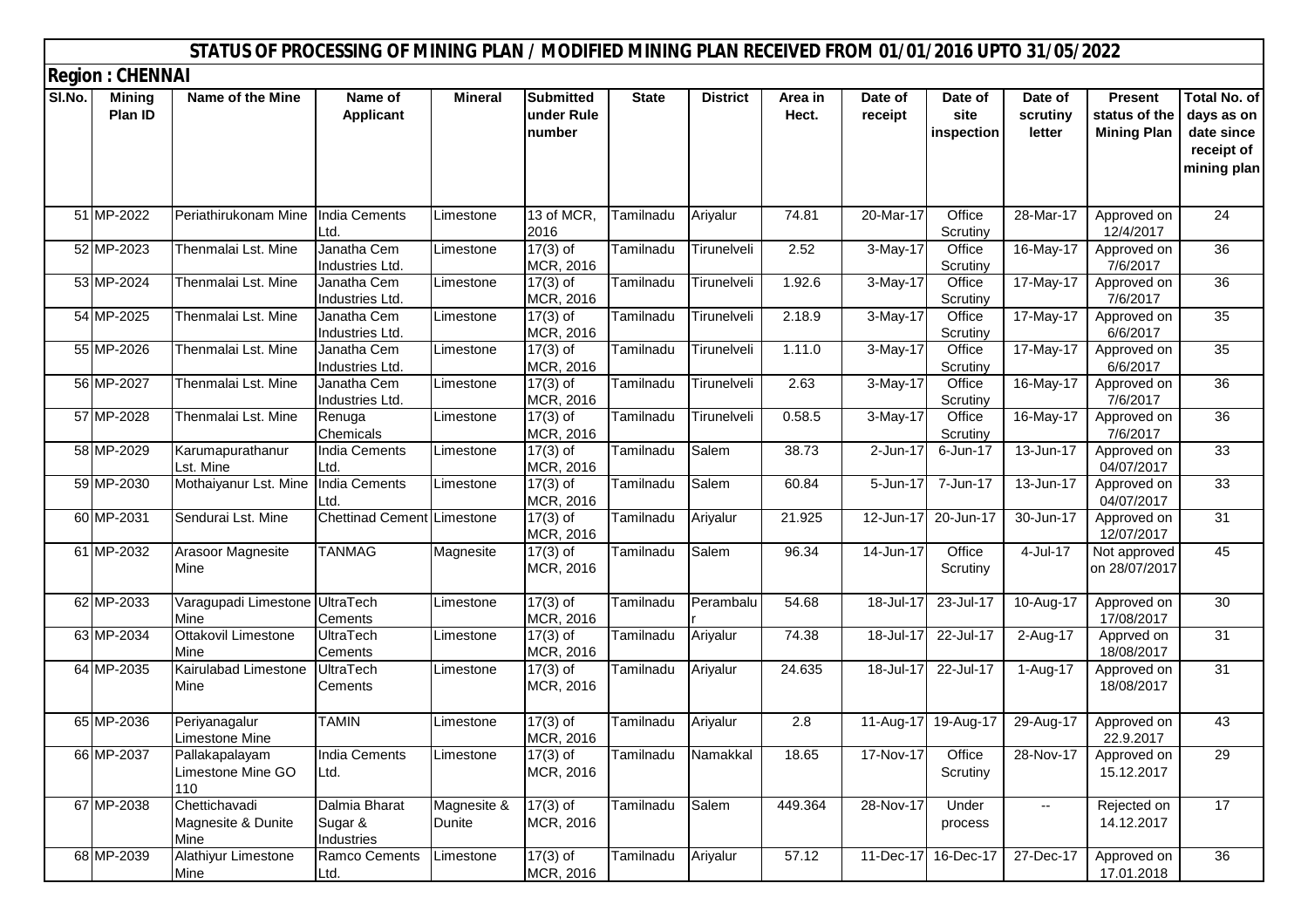## STATUS OF PROCESSING OF MINING PLAN / MODIFIED MINING PLAN RECEIVED FROM 01/01/2016 UPTO 31/05/2022

### Region : CHENNAI

| Sl.No. | Mining Plan ID | Name of the Mine | Name of Applicant | Mineral | Submitted under Rule number | State | District | Area in Hect. | Date of receipt | Date of site inspection | Date of scrutiny letter | Present status of the Mining Plan | Total No. of days as on date since receipt of mining plan |
|---|---|---|---|---|---|---|---|---|---|---|---|---|---|
| 51 | MP-2022 | Periathirukonam Mine | India Cements Ltd. | Limestone | 13 of MCR, 2016 | Tamilnadu | Ariyalur | 74.81 | 20-Mar-17 | Office Scrutiny | 28-Mar-17 | Approved on 12/4/2017 | 24 |
| 52 | MP-2023 | Thenmalai Lst. Mine | Janatha Cem Industries Ltd. | Limestone | 17(3) of MCR, 2016 | Tamilnadu | Tirunelveli | 2.52 | 3-May-17 | Office Scrutiny | 16-May-17 | Approved on 7/6/2017 | 36 |
| 53 | MP-2024 | Thenmalai Lst. Mine | Janatha Cem Industries Ltd. | Limestone | 17(3) of MCR, 2016 | Tamilnadu | Tirunelveli | 1.92.6 | 3-May-17 | Office Scrutiny | 17-May-17 | Approved on 7/6/2017 | 36 |
| 54 | MP-2025 | Thenmalai Lst. Mine | Janatha Cem Industries Ltd. | Limestone | 17(3) of MCR, 2016 | Tamilnadu | Tirunelveli | 2.18.9 | 3-May-17 | Office Scrutiny | 17-May-17 | Approved on 6/6/2017 | 35 |
| 55 | MP-2026 | Thenmalai Lst. Mine | Janatha Cem Industries Ltd. | Limestone | 17(3) of MCR, 2016 | Tamilnadu | Tirunelveli | 1.11.0 | 3-May-17 | Office Scrutiny | 17-May-17 | Approved on 6/6/2017 | 35 |
| 56 | MP-2027 | Thenmalai Lst. Mine | Janatha Cem Industries Ltd. | Limestone | 17(3) of MCR, 2016 | Tamilnadu | Tirunelveli | 2.63 | 3-May-17 | Office Scrutiny | 16-May-17 | Approved on 7/6/2017 | 36 |
| 57 | MP-2028 | Thenmalai Lst. Mine | Renuga Chemicals | Limestone | 17(3) of MCR, 2016 | Tamilnadu | Tirunelveli | 0.58.5 | 3-May-17 | Office Scrutiny | 16-May-17 | Approved on 7/6/2017 | 36 |
| 58 | MP-2029 | Karumapurathanur Lst. Mine | India Cements Ltd. | Limestone | 17(3) of MCR, 2016 | Tamilnadu | Salem | 38.73 | 2-Jun-17 | 6-Jun-17 | 13-Jun-17 | Approved on 04/07/2017 | 33 |
| 59 | MP-2030 | Mothaiyanur Lst. Mine | India Cements Ltd. | Limestone | 17(3) of MCR, 2016 | Tamilnadu | Salem | 60.84 | 5-Jun-17 | 7-Jun-17 | 13-Jun-17 | Approved on 04/07/2017 | 33 |
| 60 | MP-2031 | Sendurai Lst. Mine | Chettinad Cement | Limestone | 17(3) of MCR, 2016 | Tamilnadu | Ariyalur | 21.925 | 12-Jun-17 | 20-Jun-17 | 30-Jun-17 | Approved on 12/07/2017 | 31 |
| 61 | MP-2032 | Arasoor Magnesite Mine | TANMAG | Magnesite | 17(3) of MCR, 2016 | Tamilnadu | Salem | 96.34 | 14-Jun-17 | Office Scrutiny | 4-Jul-17 | Not approved on 28/07/2017 | 45 |
| 62 | MP-2033 | Varagupadi Limestone Mine | UltraTech Cements | Limestone | 17(3) of MCR, 2016 | Tamilnadu | Perambalur | 54.68 | 18-Jul-17 | 23-Jul-17 | 10-Aug-17 | Approved on 17/08/2017 | 30 |
| 63 | MP-2034 | Ottakovil Limestone Mine | UltraTech Cements | Limestone | 17(3) of MCR, 2016 | Tamilnadu | Ariyalur | 74.38 | 18-Jul-17 | 22-Jul-17 | 2-Aug-17 | Apprved on 18/08/2017 | 31 |
| 64 | MP-2035 | Kairulabad Limestone Mine | UltraTech Cements | Limestone | 17(3) of MCR, 2016 | Tamilnadu | Ariyalur | 24.635 | 18-Jul-17 | 22-Jul-17 | 1-Aug-17 | Approved on 18/08/2017 | 31 |
| 65 | MP-2036 | Periyanagalur Limestone Mine | TAMIN | Limestone | 17(3) of MCR, 2016 | Tamilnadu | Ariyalur | 2.8 | 11-Aug-17 | 19-Aug-17 | 29-Aug-17 | Approved on 22.9.2017 | 43 |
| 66 | MP-2037 | Pallakapalayam Limestone Mine GO 110 | India Cements Ltd. | Limestone | 17(3) of MCR, 2016 | Tamilnadu | Namakkal | 18.65 | 17-Nov-17 | Office Scrutiny | 28-Nov-17 | Approved on 15.12.2017 | 29 |
| 67 | MP-2038 | Chettichavadi Magnesite & Dunite Mine | Dalmia Bharat Sugar & Industries | Magnesite & Dunite | 17(3) of MCR, 2016 | Tamilnadu | Salem | 449.364 | 28-Nov-17 | Under process | -- | Rejected on 14.12.2017 | 17 |
| 68 | MP-2039 | Alathiyur Limestone Mine | Ramco Cements Ltd. | Limestone | 17(3) of MCR, 2016 | Tamilnadu | Ariyalur | 57.12 | 11-Dec-17 | 16-Dec-17 | 27-Dec-17 | Approved on 17.01.2018 | 36 |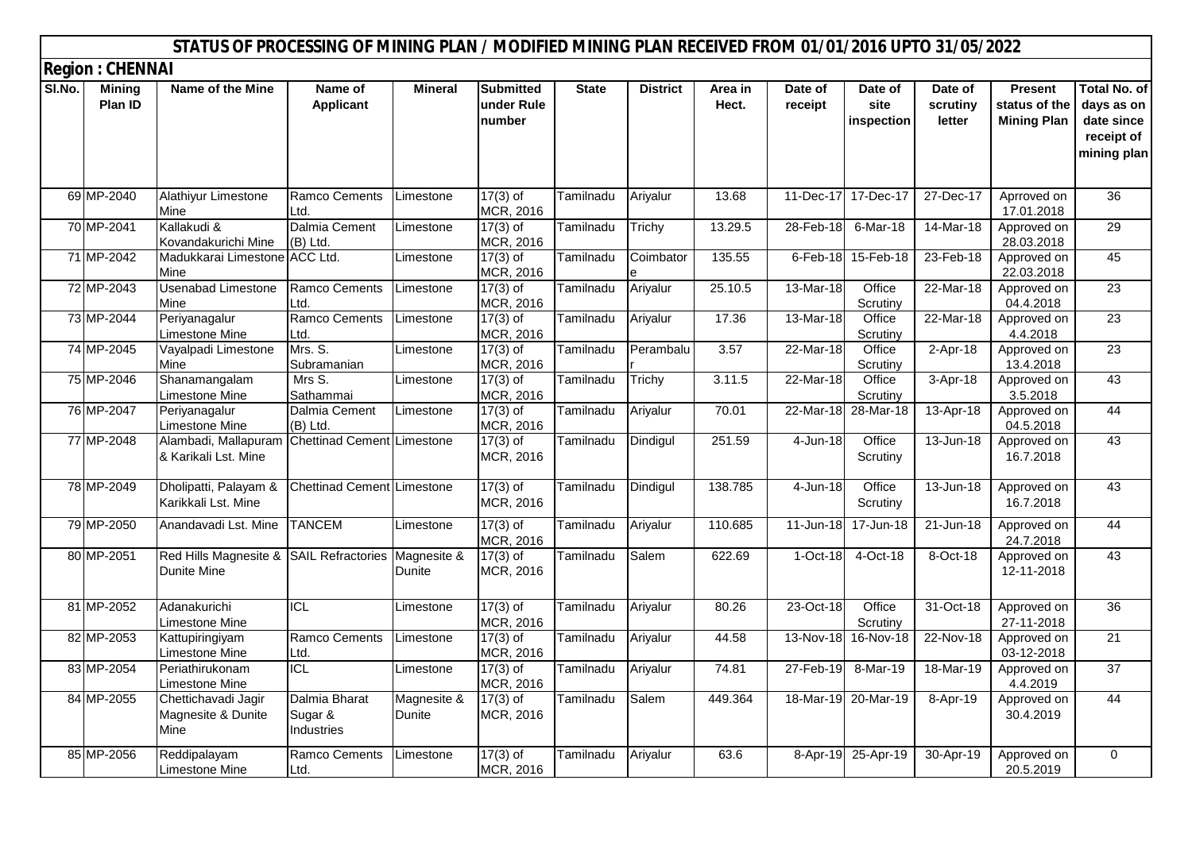# STATUS OF PROCESSING OF MINING PLAN / MODIFIED MINING PLAN RECEIVED FROM 01/01/2016 UPTO 31/05/2022

## Region : CHENNAI

| Sl.No. | Mining Plan ID | Name of the Mine | Name of Applicant | Mineral | Submitted under Rule number | State | District | Area in Hect. | Date of receipt | Date of site inspection | Date of scrutiny letter | Present status of the Mining Plan | Total No. of days as on date since receipt of mining plan |
|---|---|---|---|---|---|---|---|---|---|---|---|---|---|
| 69 | MP-2040 | Alathiyur Limestone Mine | Ramco Cements Ltd. | Limestone | 17(3) of MCR, 2016 | Tamilnadu | Ariyalur | 13.68 | 11-Dec-17 | 17-Dec-17 | 27-Dec-17 | Aprroved on 17.01.2018 | 36 |
| 70 | MP-2041 | Kallakudi & Kovandakurichi Mine | Dalmia Cement (B) Ltd. | Limestone | 17(3) of MCR, 2016 | Tamilnadu | Trichy | 13.29.5 | 28-Feb-18 | 6-Mar-18 | 14-Mar-18 | Approved on 28.03.2018 | 29 |
| 71 | MP-2042 | Madukkarai Limestone Mine | ACC Ltd. | Limestone | 17(3) of MCR, 2016 | Tamilnadu | Coimbatore | 135.55 | 6-Feb-18 | 15-Feb-18 | 23-Feb-18 | Approved on 22.03.2018 | 45 |
| 72 | MP-2043 | Usenabad Limestone Mine | Ramco Cements Ltd. | Limestone | 17(3) of MCR, 2016 | Tamilnadu | Ariyalur | 25.10.5 | 13-Mar-18 | Office Scrutiny | 22-Mar-18 | Approved on 04.4.2018 | 23 |
| 73 | MP-2044 | Periyanagalur Limestone Mine | Ramco Cements Ltd. | Limestone | 17(3) of MCR, 2016 | Tamilnadu | Ariyalur | 17.36 | 13-Mar-18 | Office Scrutiny | 22-Mar-18 | Approved on 4.4.2018 | 23 |
| 74 | MP-2045 | Vayalpadi Limestone Mine | Mrs. S. Subramanian | Limestone | 17(3) of MCR, 2016 | Tamilnadu | Perambalur | 3.57 | 22-Mar-18 | Office Scrutiny | 2-Apr-18 | Approved on 13.4.2018 | 23 |
| 75 | MP-2046 | Shanamangalam Limestone Mine | Mrs S. Sathammai | Limestone | 17(3) of MCR, 2016 | Tamilnadu | Trichy | 3.11.5 | 22-Mar-18 | Office Scrutiny | 3-Apr-18 | Approved on 3.5.2018 | 43 |
| 76 | MP-2047 | Periyanagalur Limestone Mine | Dalmia Cement (B) Ltd. | Limestone | 17(3) of MCR, 2016 | Tamilnadu | Ariyalur | 70.01 | 22-Mar-18 | 28-Mar-18 | 13-Apr-18 | Approved on 04.5.2018 | 44 |
| 77 | MP-2048 | Alambadi, Mallapuram & Karikali Lst. Mine | Chettinad Cement | Limestone | 17(3) of MCR, 2016 | Tamilnadu | Dindigul | 251.59 | 4-Jun-18 | Office Scrutiny | 13-Jun-18 | Approved on 16.7.2018 | 43 |
| 78 | MP-2049 | Dholipatti, Palayam & Karikkali Lst. Mine | Chettinad Cement | Limestone | 17(3) of MCR, 2016 | Tamilnadu | Dindigul | 138.785 | 4-Jun-18 | Office Scrutiny | 13-Jun-18 | Approved on 16.7.2018 | 43 |
| 79 | MP-2050 | Anandavadi Lst. Mine | TANCEM | Limestone | 17(3) of MCR, 2016 | Tamilnadu | Ariyalur | 110.685 | 11-Jun-18 | 17-Jun-18 | 21-Jun-18 | Approved on 24.7.2018 | 44 |
| 80 | MP-2051 | Red Hills Magnesite & Dunite Mine | SAIL Refractories | Magnesite & Dunite | 17(3) of MCR, 2016 | Tamilnadu | Salem | 622.69 | 1-Oct-18 | 4-Oct-18 | 8-Oct-18 | Approved on 12-11-2018 | 43 |
| 81 | MP-2052 | Adanakurichi Limestone Mine | ICL | Limestone | 17(3) of MCR, 2016 | Tamilnadu | Ariyalur | 80.26 | 23-Oct-18 | Office Scrutiny | 31-Oct-18 | Approved on 27-11-2018 | 36 |
| 82 | MP-2053 | Kattupiringiyam Limestone Mine | Ramco Cements Ltd. | Limestone | 17(3) of MCR, 2016 | Tamilnadu | Ariyalur | 44.58 | 13-Nov-18 | 16-Nov-18 | 22-Nov-18 | Approved on 03-12-2018 | 21 |
| 83 | MP-2054 | Periathirukonam Limestone Mine | ICL | Limestone | 17(3) of MCR, 2016 | Tamilnadu | Ariyalur | 74.81 | 27-Feb-19 | 8-Mar-19 | 18-Mar-19 | Approved on 4.4.2019 | 37 |
| 84 | MP-2055 | Chettichavadi Jagir Magnesite & Dunite Mine | Dalmia Bharat Sugar & Industries | Magnesite & Dunite | 17(3) of MCR, 2016 | Tamilnadu | Salem | 449.364 | 18-Mar-19 | 20-Mar-19 | 8-Apr-19 | Approved on 30.4.2019 | 44 |
| 85 | MP-2056 | Reddipalayam Limestone Mine | Ramco Cements Ltd. | Limestone | 17(3) of MCR, 2016 | Tamilnadu | Ariyalur | 63.6 | 8-Apr-19 | 25-Apr-19 | 30-Apr-19 | Approved on 20.5.2019 | 0 |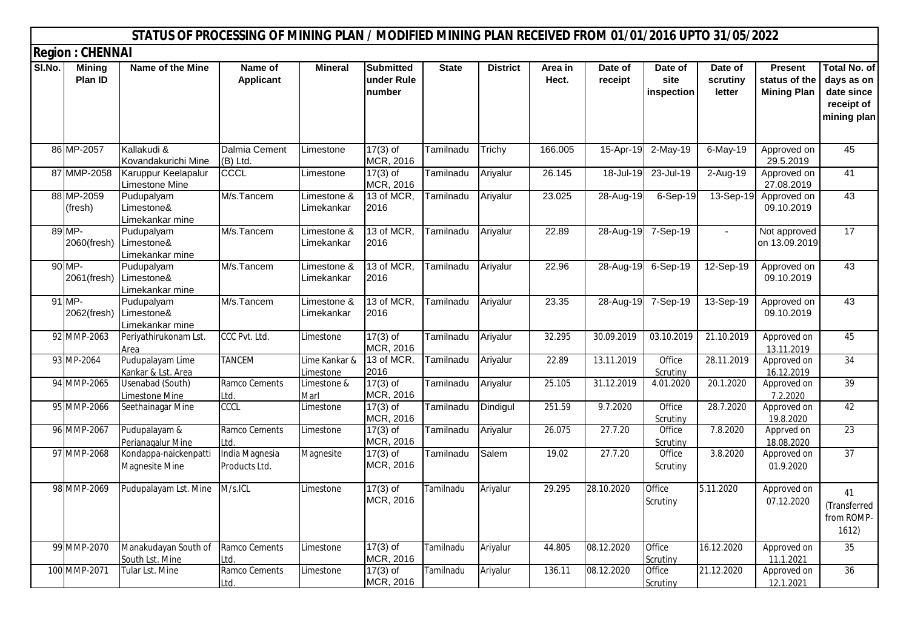# STATUS OF PROCESSING OF MINING PLAN / MODIFIED MINING PLAN RECEIVED FROM 01/01/2016 UPTO 31/05/2022

## Region : CHENNAI

| Sl.No. | Mining Plan ID | Name of the Mine | Name of Applicant | Mineral | Submitted under Rule number | State | District | Area in Hect. | Date of receipt | Date of site inspection | Date of scrutiny letter | Present status of the Mining Plan | Total No. of days as on date since receipt of mining plan |
|---|---|---|---|---|---|---|---|---|---|---|---|---|---|
| 86 | MP-2057 | Kallakudi & Kovandakurichi Mine | Dalmia Cement (B) Ltd. | Limestone | 17(3) of MCR, 2016 | Tamilnadu | Trichy | 166.005 | 15-Apr-19 | 2-May-19 | 6-May-19 | Approved on 29.5.2019 | 45 |
| 87 | MMP-2058 | Karuppur Keelapalur Limestone Mine | CCCL | Limestone | 17(3) of MCR, 2016 | Tamilnadu | Ariyalur | 26.145 | 18-Jul-19 | 23-Jul-19 | 2-Aug-19 | Approved on 27.08.2019 | 41 |
| 88 | MP-2059 (fresh) | Pudupalyam Limestone& Limekankar mine | M/s.Tancem | Limestone & Limekankar | 13 of MCR, 2016 | Tamilnadu | Ariyalur | 23.025 | 28-Aug-19 | 6-Sep-19 | 13-Sep-19 | Approved on 09.10.2019 | 43 |
| 89 | MP-2060(fresh) | Pudupalyam Limestone& Limekankar mine | M/s.Tancem | Limestone & Limekankar | 13 of MCR, 2016 | Tamilnadu | Ariyalur | 22.89 | 28-Aug-19 | 7-Sep-19 | - | Not approved on 13.09.2019 | 17 |
| 90 | MP-2061(fresh) | Pudupalyam Limestone& Limekankar mine | M/s.Tancem | Limestone & Limekankar | 13 of MCR, 2016 | Tamilnadu | Ariyalur | 22.96 | 28-Aug-19 | 6-Sep-19 | 12-Sep-19 | Approved on 09.10.2019 | 43 |
| 91 | MP-2062(fresh) | Pudupalyam Limestone& Limekankar mine | M/s.Tancem | Limestone & Limekankar | 13 of MCR, 2016 | Tamilnadu | Ariyalur | 23.35 | 28-Aug-19 | 7-Sep-19 | 13-Sep-19 | Approved on 09.10.2019 | 43 |
| 92 | MMP-2063 | Periyathirukonam Lst. Area | CCC Pvt. Ltd. | Limestone | 17(3) of MCR, 2016 | Tamilnadu | Ariyalur | 32.295 | 30.09.2019 | 03.10.2019 | 21.10.2019 | Approved on 13.11.2019 | 45 |
| 93 | MP-2064 | Pudupalayam Lime Kankar & Lst. Area | TANCEM | Lime Kankar & Limestone | 13 of MCR, 2016 | Tamilnadu | Ariyalur | 22.89 | 13.11.2019 | Office Scrutiny | 28.11.2019 | Approved on 16.12.2019 | 34 |
| 94 | MMP-2065 | Usenabad (South) Limestone Mine | Ramco Cements Ltd. | Limestone & Marl | 17(3) of MCR, 2016 | Tamilnadu | Ariyalur | 25.105 | 31.12.2019 | 4.01.2020 | 20.1.2020 | Approved on 7.2.2020 | 39 |
| 95 | MMP-2066 | Seethainagar Mine | CCCL | Limestone | 17(3) of MCR, 2016 | Tamilnadu | Dindigul | 251.59 | 9.7.2020 | Office Scrutiny | 28.7.2020 | Approved on 19.8.2020 | 42 |
| 96 | MMP-2067 | Pudupalayam & Perianagalur Mine | Ramco Cements Ltd. | Limestone | 17(3) of MCR, 2016 | Tamilnadu | Ariyalur | 26.075 | 27.7.20 | Office Scrutiny | 7.8.2020 | Apprved on 18.08.2020 | 23 |
| 97 | MMP-2068 | Kondappa-naickenpatti Magnesite Mine | India Magnesia Products Ltd. | Magnesite | 17(3) of MCR, 2016 | Tamilnadu | Salem | 19.02 | 27.7.20 | Office Scrutiny | 3.8.2020 | Approved on 01.9.2020 | 37 |
| 98 | MMP-2069 | Pudupalayam Lst. Mine | M/s.ICL | Limestone | 17(3) of MCR, 2016 | Tamilnadu | Ariyalur | 29.295 | 28.10.2020 | Office Scrutiny | 5.11.2020 | Approved on 07.12.2020 | 41 (Transferred from ROMP-1612) |
| 99 | MMP-2070 | Manakudayan South of South Lst. Mine | Ramco Cements Ltd. | Limestone | 17(3) of MCR, 2016 | Tamilnadu | Ariyalur | 44.805 | 08.12.2020 | Office Scrutiny | 16.12.2020 | Approved on 11.1.2021 | 35 |
| 100 | MMP-2071 | Tular Lst. Mine | Ramco Cements Ltd. | Limestone | 17(3) of MCR, 2016 | Tamilnadu | Ariyalur | 136.11 | 08.12.2020 | Office Scrutiny | 21.12.2020 | Approved on 12.1.2021 | 36 |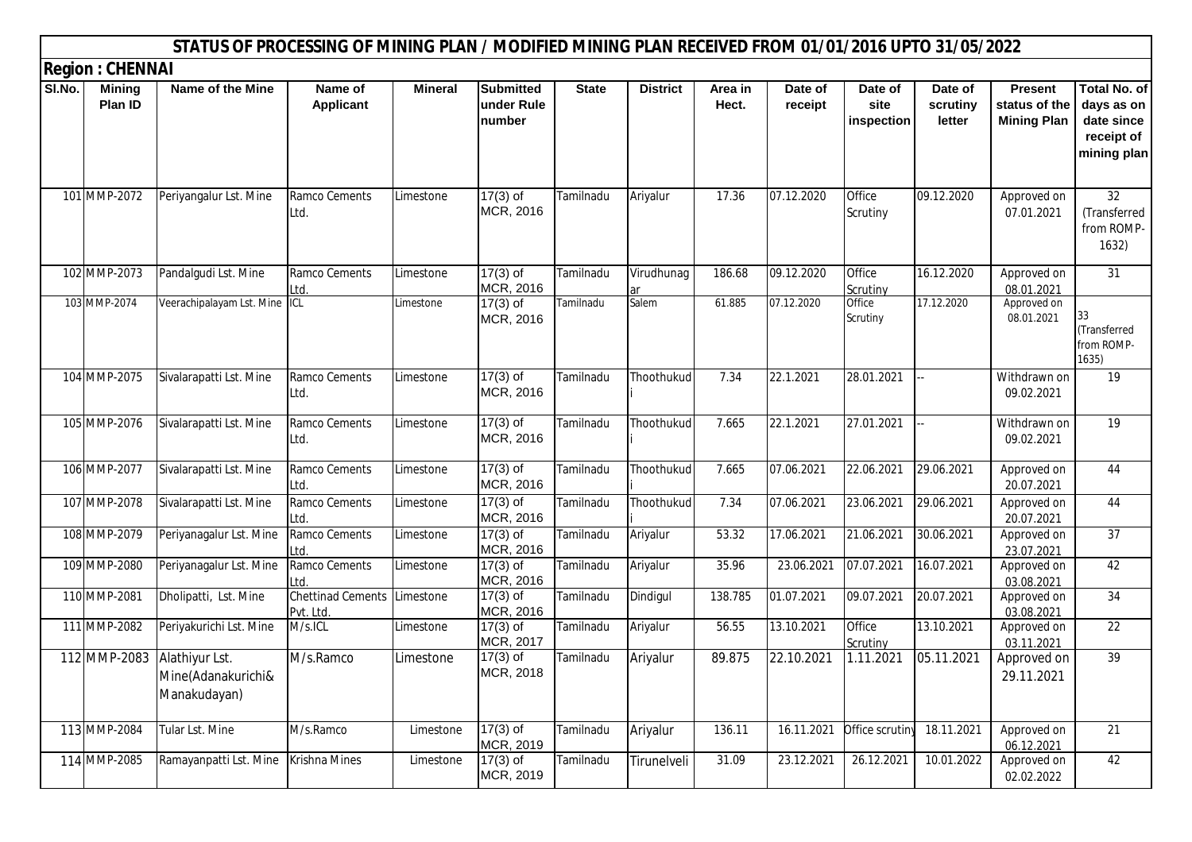# STATUS OF PROCESSING OF MINING PLAN / MODIFIED MINING PLAN RECEIVED FROM 01/01/2016 UPTO 31/05/2022

## Region : CHENNAI

| Sl.No. | Mining Plan ID | Name of the Mine | Name of Applicant | Mineral | Submitted under Rule number | State | District | Area in Hect. | Date of receipt | Date of site inspection | Date of scrutiny letter | Present status of the Mining Plan | Total No. of days as on date since receipt of mining plan |
|---|---|---|---|---|---|---|---|---|---|---|---|---|---|
| 101 | MMP-2072 | Periyangalur Lst. Mine | Ramco Cements Ltd. | Limestone | 17(3) of MCR, 2016 | Tamilnadu | Ariyalur | 17.36 | 07.12.2020 | Office Scrutiny | 09.12.2020 | Approved on 07.01.2021 | 32 (Transferred from ROMP-1632) |
| 102 | MMP-2073 | Pandalgudi Lst. Mine | Ramco Cements Ltd. | Limestone | 17(3) of MCR, 2016 | Tamilnadu | Virudhunagar | 186.68 | 09.12.2020 | Office Scrutiny | 16.12.2020 | Approved on 08.01.2021 | 31 |
| 103 | MMP-2074 | Veerachipalayam Lst. Mine | ICL | Limestone | 17(3) of MCR, 2016 | Tamilnadu | Salem | 61.885 | 07.12.2020 | Office Scrutiny | 17.12.2020 | Approved on 08.01.2021 | 33 (Transferred from ROMP-1635) |
| 104 | MMP-2075 | Sivalarapatti Lst. Mine | Ramco Cements Ltd. | Limestone | 17(3) of MCR, 2016 | Tamilnadu | Thoothukudi | 7.34 | 22.1.2021 | 28.01.2021 | -- | Withdrawn on 09.02.2021 | 19 |
| 105 | MMP-2076 | Sivalarapatti Lst. Mine | Ramco Cements Ltd. | Limestone | 17(3) of MCR, 2016 | Tamilnadu | Thoothukudi | 7.665 | 22.1.2021 | 27.01.2021 | -- | Withdrawn on 09.02.2021 | 19 |
| 106 | MMP-2077 | Sivalarapatti Lst. Mine | Ramco Cements Ltd. | Limestone | 17(3) of MCR, 2016 | Tamilnadu | Thoothukudi | 7.665 | 07.06.2021 | 22.06.2021 | 29.06.2021 | Approved on 20.07.2021 | 44 |
| 107 | MMP-2078 | Sivalarapatti Lst. Mine | Ramco Cements Ltd. | Limestone | 17(3) of MCR, 2016 | Tamilnadu | Thoothukudi | 7.34 | 07.06.2021 | 23.06.2021 | 29.06.2021 | Approved on 20.07.2021 | 44 |
| 108 | MMP-2079 | Periyanagalur Lst. Mine | Ramco Cements Ltd. | Limestone | 17(3) of MCR, 2016 | Tamilnadu | Ariyalur | 53.32 | 17.06.2021 | 21.06.2021 | 30.06.2021 | Approved on 23.07.2021 | 37 |
| 109 | MMP-2080 | Periyanagalur Lst. Mine | Ramco Cements Ltd. | Limestone | 17(3) of MCR, 2016 | Tamilnadu | Ariyalur | 35.96 | 23.06.2021 | 07.07.2021 | 16.07.2021 | Approved on 03.08.2021 | 42 |
| 110 | MMP-2081 | Dholipatti, Lst. Mine | Chettinad Cements Pvt. Ltd. | Limestone | 17(3) of MCR, 2016 | Tamilnadu | Dindigul | 138.785 | 01.07.2021 | 09.07.2021 | 20.07.2021 | Approved on 03.08.2021 | 34 |
| 111 | MMP-2082 | Periyakurichi Lst. Mine | M/s.ICL | Limestone | 17(3) of MCR, 2017 | Tamilnadu | Ariyalur | 56.55 | 13.10.2021 | Office Scrutiny | 13.10.2021 | Approved on 03.11.2021 | 22 |
| 112 | MMP-2083 | Alathiyur Lst. Mine(Adanakurichi& Manakudayan) | M/s.Ramco | Limestone | 17(3) of MCR, 2018 | Tamilnadu | Ariyalur | 89.875 | 22.10.2021 | 1.11.2021 | 05.11.2021 | Approved on 29.11.2021 | 39 |
| 113 | MMP-2084 | Tular Lst. Mine | M/s.Ramco | Limestone | 17(3) of MCR, 2019 | Tamilnadu | Ariyalur | 136.11 | 16.11.2021 | Office scrutiny | 18.11.2021 | Approved on 06.12.2021 | 21 |
| 114 | MMP-2085 | Ramayanpatti Lst. Mine | Krishna Mines | Limestone | 17(3) of MCR, 2019 | Tamilnadu | Tirunelveli | 31.09 | 23.12.2021 | 26.12.2021 | 10.01.2022 | Approved on 02.02.2022 | 42 |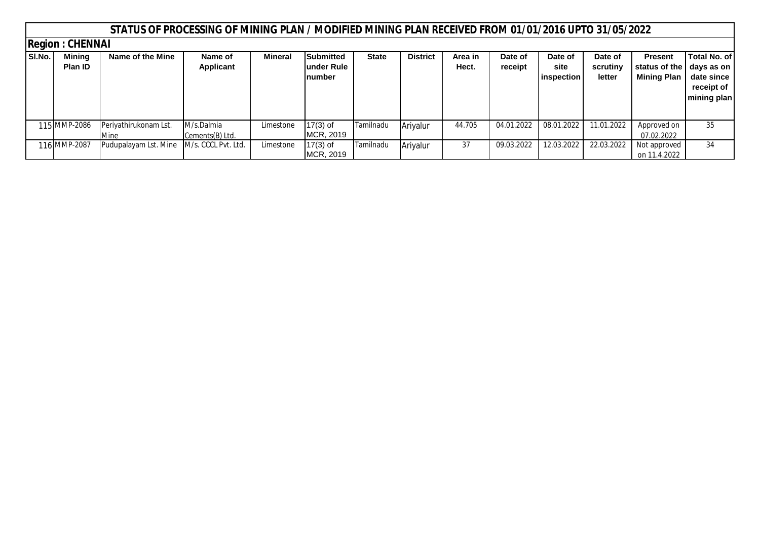## STATUS OF PROCESSING OF MINING PLAN / MODIFIED MINING PLAN RECEIVED FROM 01/01/2016 UPTO 31/05/2022

### Region : CHENNAI

| Sl.No. | Mining Plan ID | Name of the Mine | Name of Applicant | Mineral | Submitted under Rule number | State | District | Area in Hect. | Date of receipt | Date of site inspection | Date of scrutiny letter | Present status of the Mining Plan | Total No. of days as on date since receipt of mining plan |
|---|---|---|---|---|---|---|---|---|---|---|---|---|---|
| 115 | MMP-2086 | Periyathirukonam Lst. Mine | M/s.Dalmia Cements(B) Ltd. | Limestone | 17(3) of MCR, 2019 | Tamilnadu | Ariyalur | 44.705 | 04.01.2022 | 08.01.2022 | 11.01.2022 | Approved on 07.02.2022 | 35 |
| 116 | MMP-2087 | Pudupalayam Lst. Mine | M/s. CCCL Pvt. Ltd. | Limestone | 17(3) of MCR, 2019 | Tamilnadu | Ariyalur | 37 | 09.03.2022 | 12.03.2022 | 22.03.2022 | Not approved on 11.4.2022 | 34 |